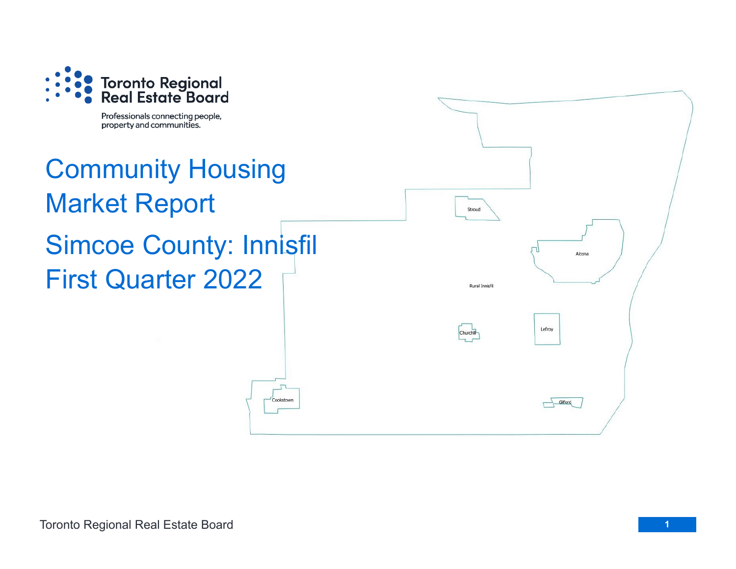Toronto Regional Real Estate Board

Professionals connecting people, property and communities.

# Community Housing Market Report

# Simcoe County: Innisfil First Quarter 2022

Stroud

Alcona

Rural Innisfil

Churchill

Lefroy

Cookstown

Gilford

Toronto Regional Real Estate Board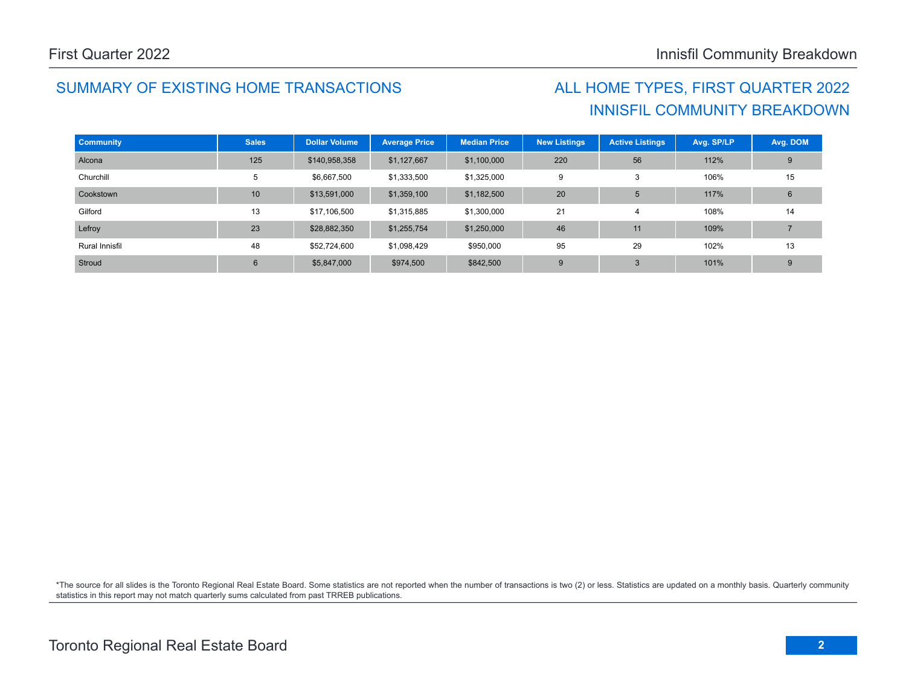## SUMMARY OF EXISTING HOME TRANSACTIONS

## ALL HOME TYPES, FIRST QUARTER 2022
## INNISFIL COMMUNITY BREAKDOWN

| Community | Sales | Dollar Volume | Average Price | Median Price | New Listings | Active Listings | Avg. SP/LP | Avg. DOM |
|---|---|---|---|---|---|---|---|---|
| Alcona | 125 | $140,958,358 | $1,127,667 | $1,100,000 | 220 | 56 | 112% | 9 |
| Churchill | 5 | $6,667,500 | $1,333,500 | $1,325,000 | 9 | 3 | 106% | 15 |
| Cookstown | 10 | $13,591,000 | $1,359,100 | $1,182,500 | 20 | 5 | 117% | 6 |
| Gilford | 13 | $17,106,500 | $1,315,885 | $1,300,000 | 21 | 4 | 108% | 14 |
| Lefroy | 23 | $28,882,350 | $1,255,754 | $1,250,000 | 46 | 11 | 109% | 7 |
| Rural Innisfil | 48 | $52,724,600 | $1,098,429 | $950,000 | 95 | 29 | 102% | 13 |
| Stroud | 6 | $5,847,000 | $974,500 | $842,500 | 9 | 3 | 101% | 9 |

*The source for all slides is the Toronto Regional Real Estate Board. Some statistics are not reported when the number of transactions is two (2) or less. Statistics are updated on a monthly basis. Quarterly community statistics in this report may not match quarterly sums calculated from past TRREB publications.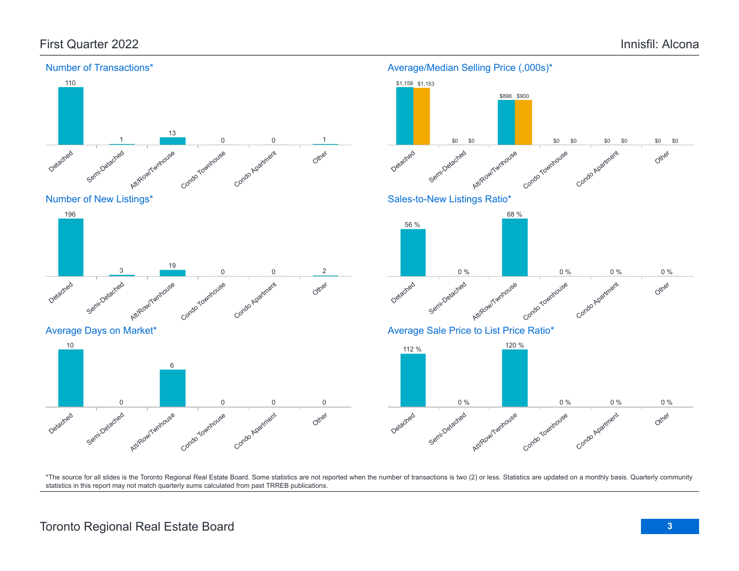## First Quarter 2022

## Innisfil: Alcona

### Number of Transactions*

| Detached | Semi-Detached | Att/Row/Twnhouse | Condo Townhouse | Condo Apartment | Other |
|---|---|---|---|---|---|
| 110 | 1 | 13 | 0 | 0 | 1 |

### Average/Median Selling Price (,000s)*

| | Detached | Semi-Detached | Att/Row/Twnhouse | Condo Townhouse | Condo Apartment | Other |
|---|---|---|---|---|---|---|
| Average | $1,158 | $0 | $896 | $0 | $0 | $0 |
| Median | $1,153 | $0 | $900 | $0 | $0 | $0 |

### Number of New Listings*

| Detached | Semi-Detached | Att/Row/Twnhouse | Condo Townhouse | Condo Apartment | Other |
|---|---|---|---|---|---|
| 196 | 3 | 19 | 0 | 0 | 2 |

### Sales-to-New Listings Ratio*

| Detached | Semi-Detached | Att/Row/Twnhouse | Condo Townhouse | Condo Apartment | Other |
|---|---|---|---|---|---|
| 56 % | 0 % | 68 % | 0 % | 0 % | 0 % |

### Average Days on Market*

| Detached | Semi-Detached | Att/Row/Twnhouse | Condo Townhouse | Condo Apartment | Other |
|---|---|---|---|---|---|
| 10 | 0 | 6 | 0 | 0 | 0 |

### Average Sale Price to List Price Ratio*

| Detached | Semi-Detached | Att/Row/Twnhouse | Condo Townhouse | Condo Apartment | Other |
|---|---|---|---|---|---|
| 112 % | 0 % | 120 % | 0 % | 0 % | 0 % |

*The source for all slides is the Toronto Regional Real Estate Board. Some statistics are not reported when the number of transactions is two (2) or less. Statistics are updated on a monthly basis. Quarterly community statistics in this report may not match quarterly sums calculated from past TRREB publications.

Toronto Regional Real Estate Board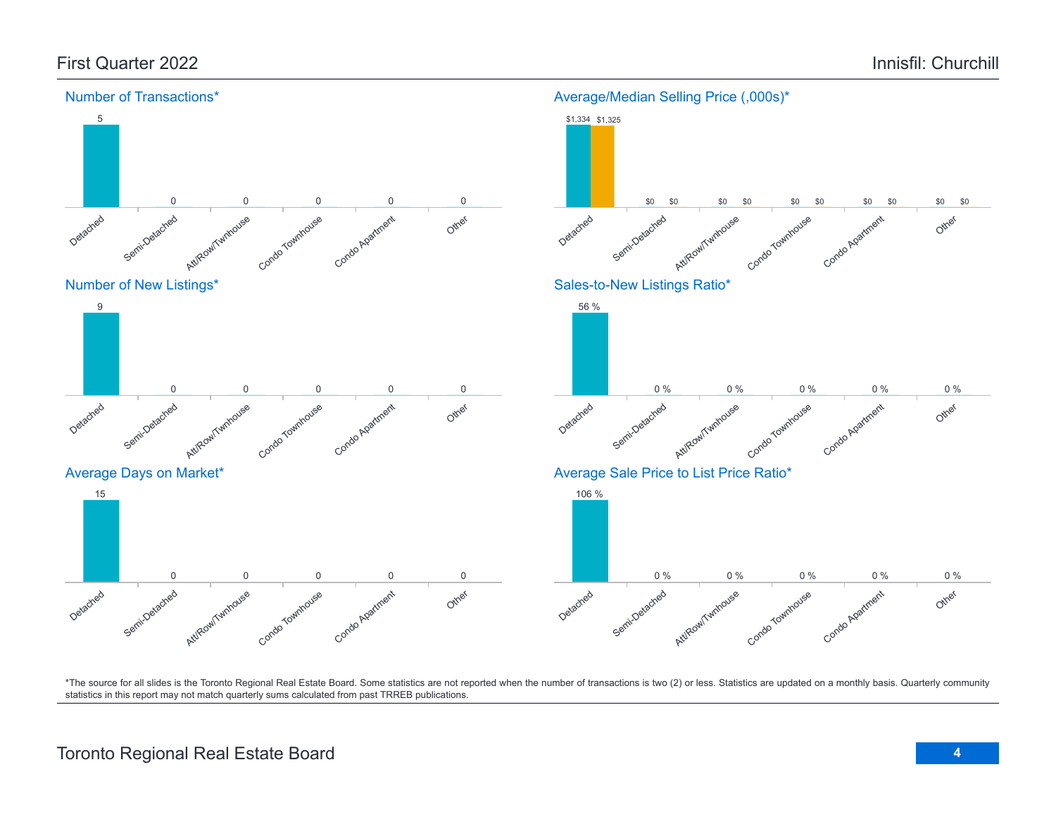# First Quarter 2022 — Innisfil: Churchill

## Number of Transactions*

| Detached | Semi-Detached | Att/Row/Twnhouse | Condo Townhouse | Condo Apartment | Other |
|---|---|---|---|---|---|
| 5 | 0 | 0 | 0 | 0 | 0 |

## Average/Median Selling Price (,000s)*

| | Detached | Semi-Detached | Att/Row/Twnhouse | Condo Townhouse | Condo Apartment | Other |
|---|---|---|---|---|---|---|
| Average | $1,334 | $0 | $0 | $0 | $0 | $0 |
| Median | $1,325 | $0 | $0 | $0 | $0 | $0 |

## Number of New Listings*

| Detached | Semi-Detached | Att/Row/Twnhouse | Condo Townhouse | Condo Apartment | Other |
|---|---|---|---|---|---|
| 9 | 0 | 0 | 0 | 0 | 0 |

## Sales-to-New Listings Ratio*

| Detached | Semi-Detached | Att/Row/Twnhouse | Condo Townhouse | Condo Apartment | Other |
|---|---|---|---|---|---|
| 56 % | 0 % | 0 % | 0 % | 0 % | 0 % |

## Average Days on Market*

| Detached | Semi-Detached | Att/Row/Twnhouse | Condo Townhouse | Condo Apartment | Other |
|---|---|---|---|---|---|
| 15 | 0 | 0 | 0 | 0 | 0 |

## Average Sale Price to List Price Ratio*

| Detached | Semi-Detached | Att/Row/Twnhouse | Condo Townhouse | Condo Apartment | Other |
|---|---|---|---|---|---|
| 106 % | 0 % | 0 % | 0 % | 0 % | 0 % |

*The source for all slides is the Toronto Regional Real Estate Board. Some statistics are not reported when the number of transactions is two (2) or less. Statistics are updated on a monthly basis. Quarterly community statistics in this report may not match quarterly sums calculated from past TRREB publications.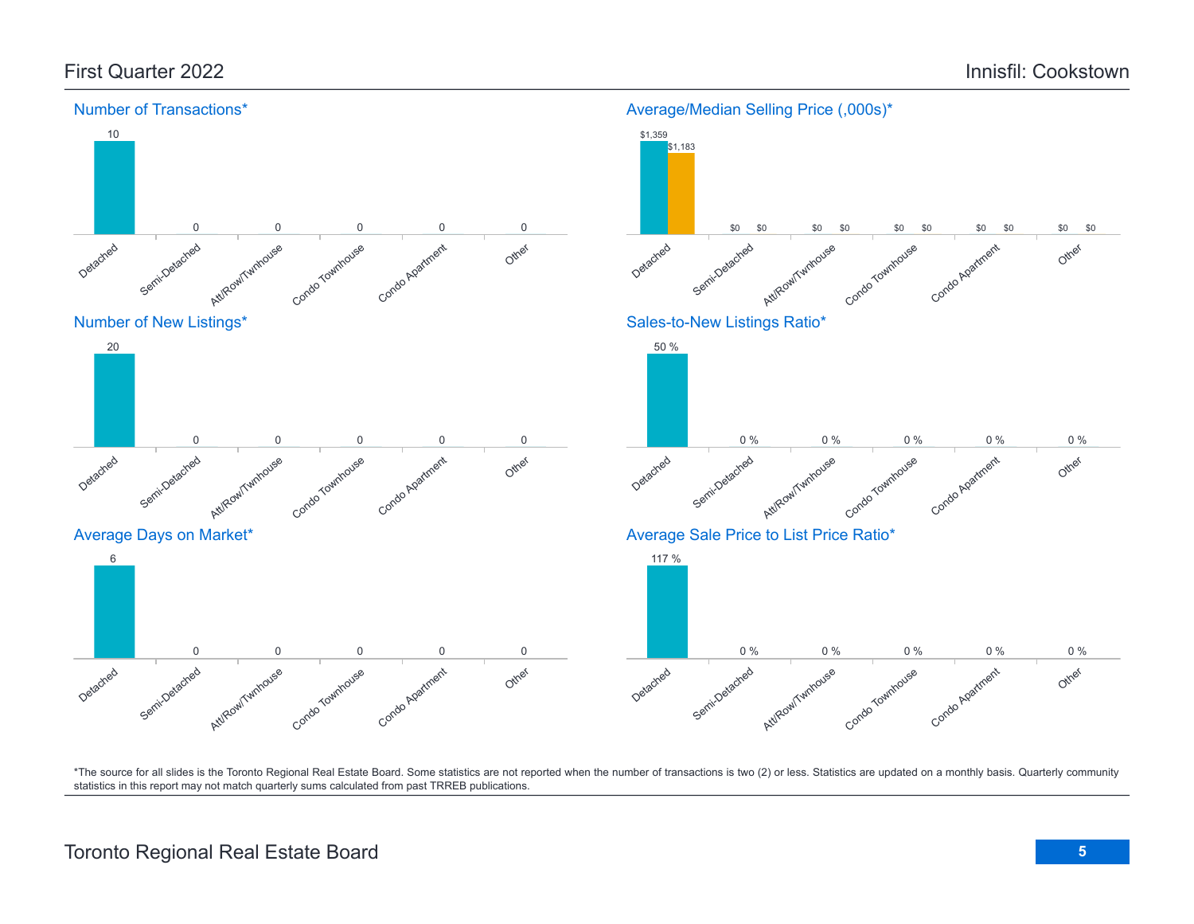First Quarter 2022

Innisfil: Cookstown

## Number of Transactions*

| Detached | Semi-Detached | Att/Row/Twnhouse | Condo Townhouse | Condo Apartment | Other |
|---|---|---|---|---|---|
| 10 | 0 | 0 | 0 | 0 | 0 |

## Average/Median Selling Price (,000s)*

| | Detached | Semi-Detached | Att/Row/Twnhouse | Condo Townhouse | Condo Apartment | Other |
|---|---|---|---|---|---|---|
| Average | $1,359 | $0 | $0 | $0 | $0 | $0 |
| Median | $1,183 | $0 | $0 | $0 | $0 | $0 |

## Number of New Listings*

| Detached | Semi-Detached | Att/Row/Twnhouse | Condo Townhouse | Condo Apartment | Other |
|---|---|---|---|---|---|
| 20 | 0 | 0 | 0 | 0 | 0 |

## Sales-to-New Listings Ratio*

| Detached | Semi-Detached | Att/Row/Twnhouse | Condo Townhouse | Condo Apartment | Other |
|---|---|---|---|---|---|
| 50 % | 0 % | 0 % | 0 % | 0 % | 0 % |

## Average Days on Market*

| Detached | Semi-Detached | Att/Row/Twnhouse | Condo Townhouse | Condo Apartment | Other |
|---|---|---|---|---|---|
| 6 | 0 | 0 | 0 | 0 | 0 |

## Average Sale Price to List Price Ratio*

| Detached | Semi-Detached | Att/Row/Twnhouse | Condo Townhouse | Condo Apartment | Other |
|---|---|---|---|---|---|
| 117 % | 0 % | 0 % | 0 % | 0 % | 0 % |

*The source for all slides is the Toronto Regional Real Estate Board. Some statistics are not reported when the number of transactions is two (2) or less. Statistics are updated on a monthly basis. Quarterly community statistics in this report may not match quarterly sums calculated from past TRREB publications.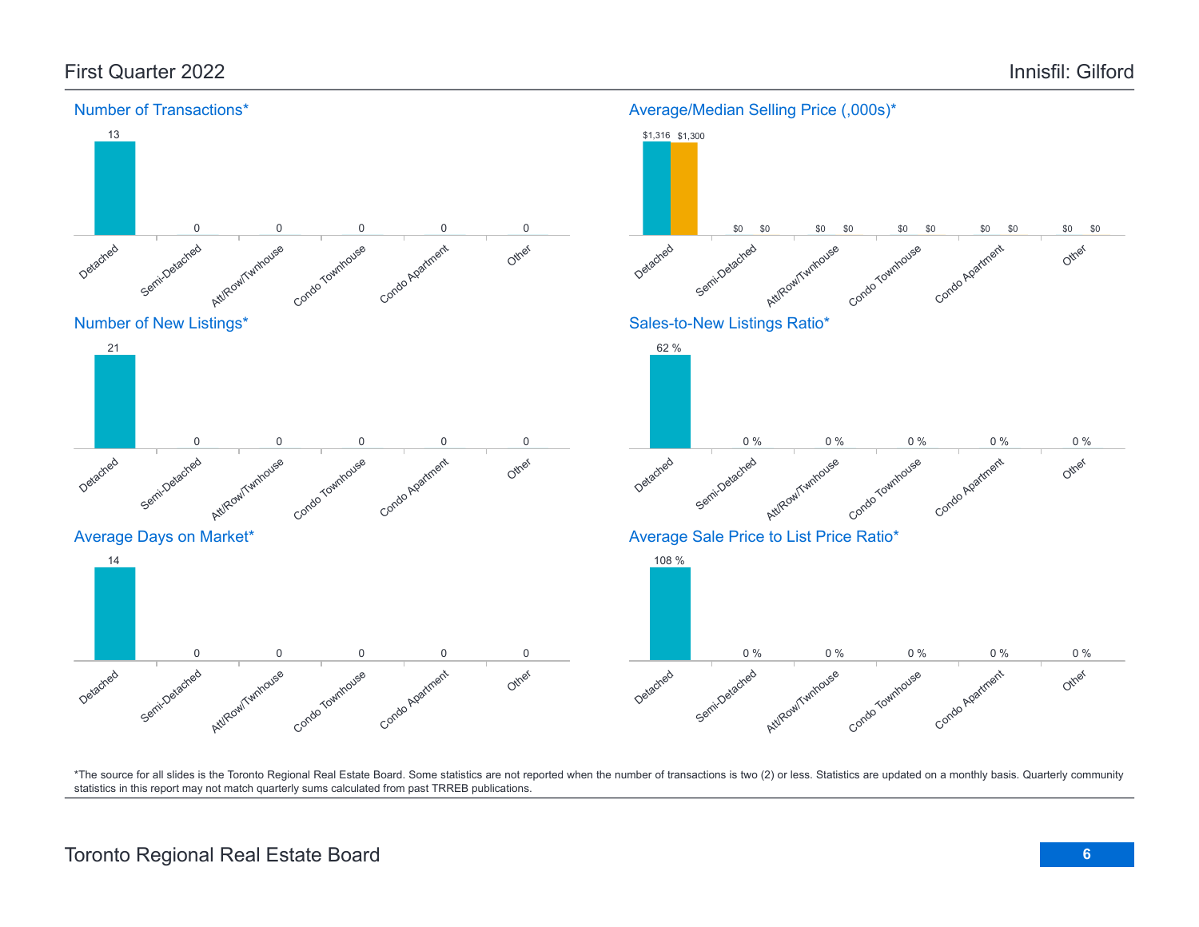# First Quarter 2022

# Innisfil: Gilford

## Number of Transactions*

| Detached | Semi-Detached | Att/Row/Twnhouse | Condo Townhouse | Condo Apartment | Other |
|---|---|---|---|---|---|
| 13 | 0 | 0 | 0 | 0 | 0 |

## Average/Median Selling Price (,000s)*

| | Detached | Semi-Detached | Att/Row/Twnhouse | Condo Townhouse | Condo Apartment | Other |
|---|---|---|---|---|---|---|
| Average | $1,316 | $0 | $0 | $0 | $0 | $0 |
| Median | $1,300 | $0 | $0 | $0 | $0 | $0 |

## Number of New Listings*

| Detached | Semi-Detached | Att/Row/Twnhouse | Condo Townhouse | Condo Apartment | Other |
|---|---|---|---|---|---|
| 21 | 0 | 0 | 0 | 0 | 0 |

## Sales-to-New Listings Ratio*

| Detached | Semi-Detached | Att/Row/Twnhouse | Condo Townhouse | Condo Apartment | Other |
|---|---|---|---|---|---|
| 62 % | 0 % | 0 % | 0 % | 0 % | 0 % |

## Average Days on Market*

| Detached | Semi-Detached | Att/Row/Twnhouse | Condo Townhouse | Condo Apartment | Other |
|---|---|---|---|---|---|
| 14 | 0 | 0 | 0 | 0 | 0 |

## Average Sale Price to List Price Ratio*

| Detached | Semi-Detached | Att/Row/Twnhouse | Condo Townhouse | Condo Apartment | Other |
|---|---|---|---|---|---|
| 108 % | 0 % | 0 % | 0 % | 0 % | 0 % |

*The source for all slides is the Toronto Regional Real Estate Board. Some statistics are not reported when the number of transactions is two (2) or less. Statistics are updated on a monthly basis. Quarterly community statistics in this report may not match quarterly sums calculated from past TRREB publications.

Toronto Regional Real Estate Board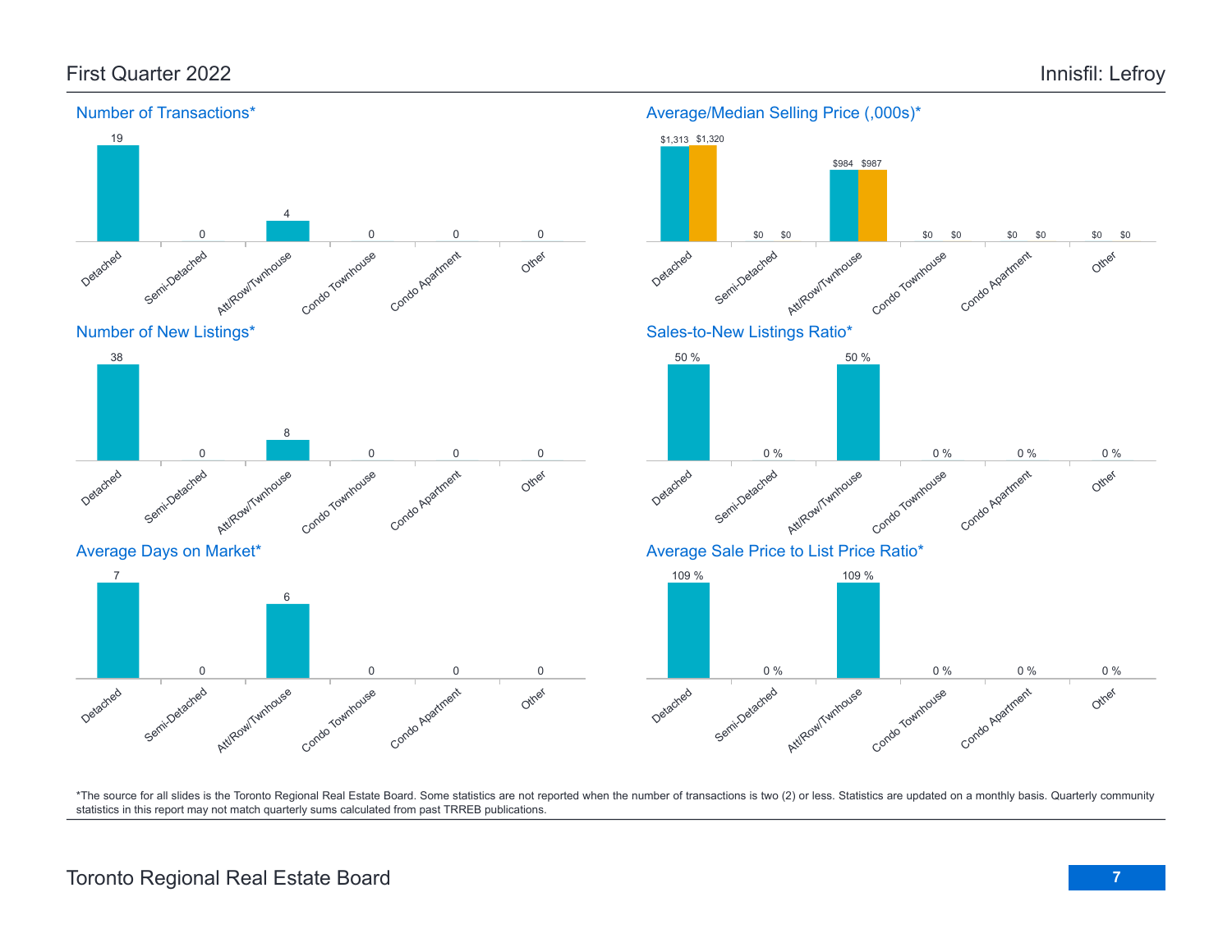# First Quarter 2022

# Innisfil: Lefroy

## Number of Transactions*

| Detached | Semi-Detached | Att/Row/Twnhouse | Condo Townhouse | Condo Apartment | Other |
|---|---|---|---|---|---|
| 19 | 0 | 4 | 0 | 0 | 0 |

## Average/Median Selling Price (,000s)*

| | Detached | Semi-Detached | Att/Row/Twnhouse | Condo Townhouse | Condo Apartment | Other |
|---|---|---|---|---|---|---|
| Average | $1,313 | $0 | $984 | $0 | $0 | $0 |
| Median | $1,320 | $0 | $987 | $0 | $0 | $0 |

## Number of New Listings*

| Detached | Semi-Detached | Att/Row/Twnhouse | Condo Townhouse | Condo Apartment | Other |
|---|---|---|---|---|---|
| 38 | 0 | 8 | 0 | 0 | 0 |

## Sales-to-New Listings Ratio*

| Detached | Semi-Detached | Att/Row/Twnhouse | Condo Townhouse | Condo Apartment | Other |
|---|---|---|---|---|---|
| 50 % | 0 % | 50 % | 0 % | 0 % | 0 % |

## Average Days on Market*

| Detached | Semi-Detached | Att/Row/Twnhouse | Condo Townhouse | Condo Apartment | Other |
|---|---|---|---|---|---|
| 7 | 0 | 6 | 0 | 0 | 0 |

## Average Sale Price to List Price Ratio*

| Detached | Semi-Detached | Att/Row/Twnhouse | Condo Townhouse | Condo Apartment | Other |
|---|---|---|---|---|---|
| 109 % | 0 % | 109 % | 0 % | 0 % | 0 % |

*The source for all slides is the Toronto Regional Real Estate Board. Some statistics are not reported when the number of transactions is two (2) or less. Statistics are updated on a monthly basis. Quarterly community statistics in this report may not match quarterly sums calculated from past TRREB publications.

Toronto Regional Real Estate Board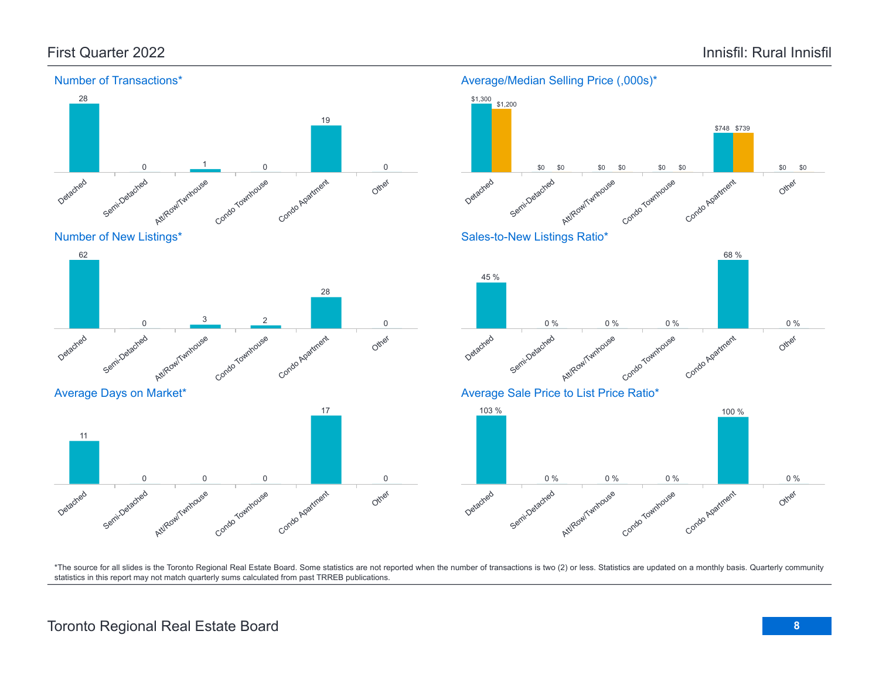# First Quarter 2022

## Innisfil: Rural Innisfil

### Number of Transactions*

| Detached | Semi-Detached | Att/Row/Twnhouse | Condo Townhouse | Condo Apartment | Other |
|---|---|---|---|---|---|
| 28 | 0 | 1 | 0 | 19 | 0 |

### Average/Median Selling Price (,000s)*

| | Detached | Semi-Detached | Att/Row/Twnhouse | Condo Townhouse | Condo Apartment | Other |
|---|---|---|---|---|---|---|
| Average | $1,300 | $0 | $0 | $0 | $748 | $0 |
| Median | $1,200 | $0 | $0 | $0 | $739 | $0 |

### Number of New Listings*

| Detached | Semi-Detached | Att/Row/Twnhouse | Condo Townhouse | Condo Apartment | Other |
|---|---|---|---|---|---|
| 62 | 0 | 3 | 2 | 28 | 0 |

### Sales-to-New Listings Ratio*

| Detached | Semi-Detached | Att/Row/Twnhouse | Condo Townhouse | Condo Apartment | Other |
|---|---|---|---|---|---|
| 45 % | 0 % | 0 % | 0 % | 68 % | 0 % |

### Average Days on Market*

| Detached | Semi-Detached | Att/Row/Twnhouse | Condo Townhouse | Condo Apartment | Other |
|---|---|---|---|---|---|
| 11 | 0 | 0 | 0 | 17 | 0 |

### Average Sale Price to List Price Ratio*

| Detached | Semi-Detached | Att/Row/Twnhouse | Condo Townhouse | Condo Apartment | Other |
|---|---|---|---|---|---|
| 103 % | 0 % | 0 % | 0 % | 100 % | 0 % |

*The source for all slides is the Toronto Regional Real Estate Board. Some statistics are not reported when the number of transactions is two (2) or less. Statistics are updated on a monthly basis. Quarterly community statistics in this report may not match quarterly sums calculated from past TRREB publications.

Toronto Regional Real Estate Board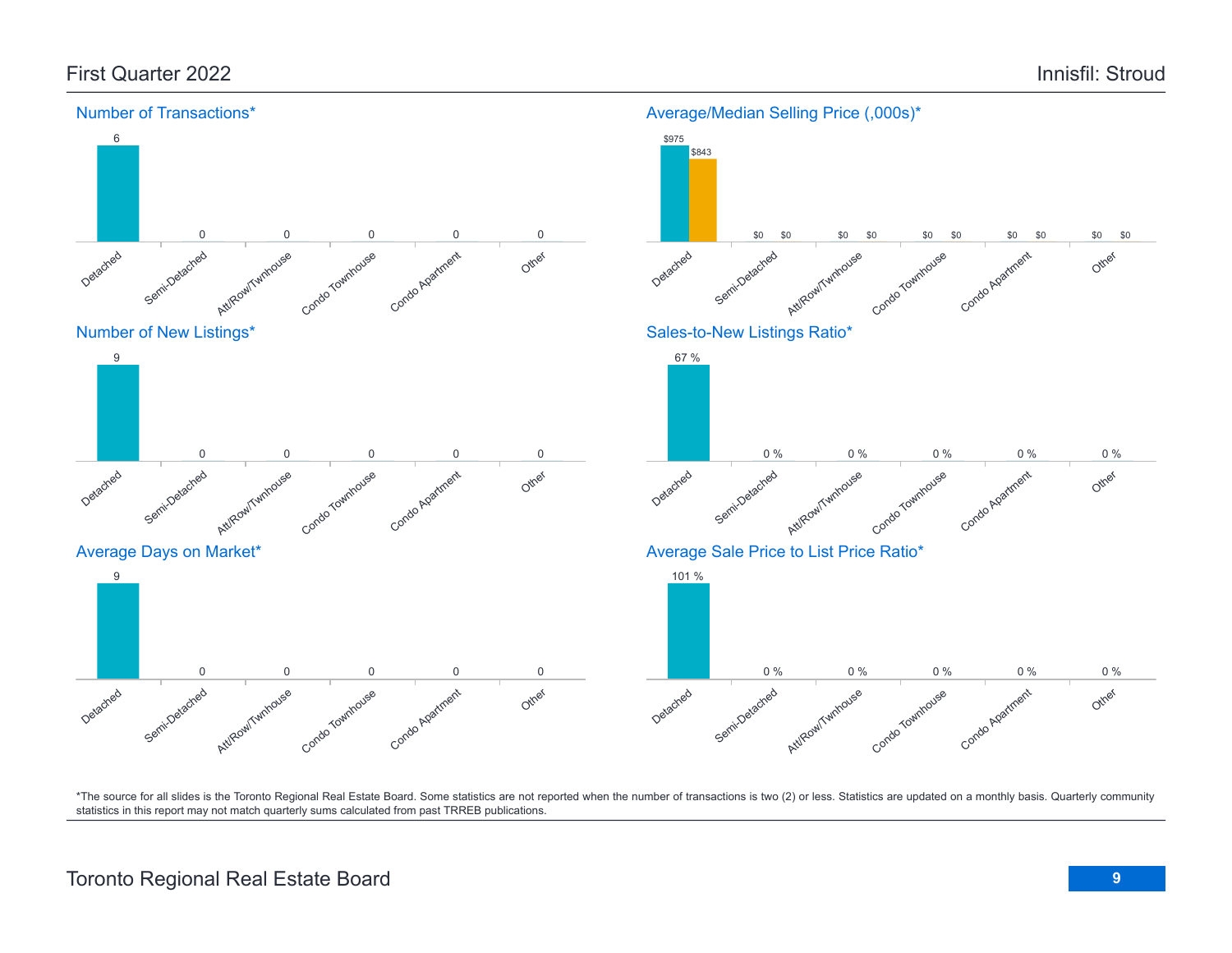First Quarter 2022

Innisfil: Stroud

## Number of Transactions*

6
0
0
0
0
0

Detached
Semi-Detached
Att/Row/Twnhouse
Condo Townhouse
Condo Apartment
Other

## Average/Median Selling Price (,000s)*

$975
$843
$0 $0
$0 $0
$0 $0
$0 $0
$0 $0

Detached
Semi-Detached
Att/Row/Twnhouse
Condo Townhouse
Condo Apartment
Other

## Number of New Listings*

9
0
0
0
0
0

Detached
Semi-Detached
Att/Row/Twnhouse
Condo Townhouse
Condo Apartment
Other

## Sales-to-New Listings Ratio*

67 %
0 %
0 %
0 %
0 %
0 %

Detached
Semi-Detached
Att/Row/Twnhouse
Condo Townhouse
Condo Apartment
Other

## Average Days on Market*

9
0
0
0
0
0

Detached
Semi-Detached
Att/Row/Twnhouse
Condo Townhouse
Condo Apartment
Other

## Average Sale Price to List Price Ratio*

101 %
0 %
0 %
0 %
0 %
0 %

Detached
Semi-Detached
Att/Row/Twnhouse
Condo Townhouse
Condo Apartment
Other

*The source for all slides is the Toronto Regional Real Estate Board. Some statistics are not reported when the number of transactions is two (2) or less. Statistics are updated on a monthly basis. Quarterly community statistics in this report may not match quarterly sums calculated from past TRREB publications.

Toronto Regional Real Estate Board